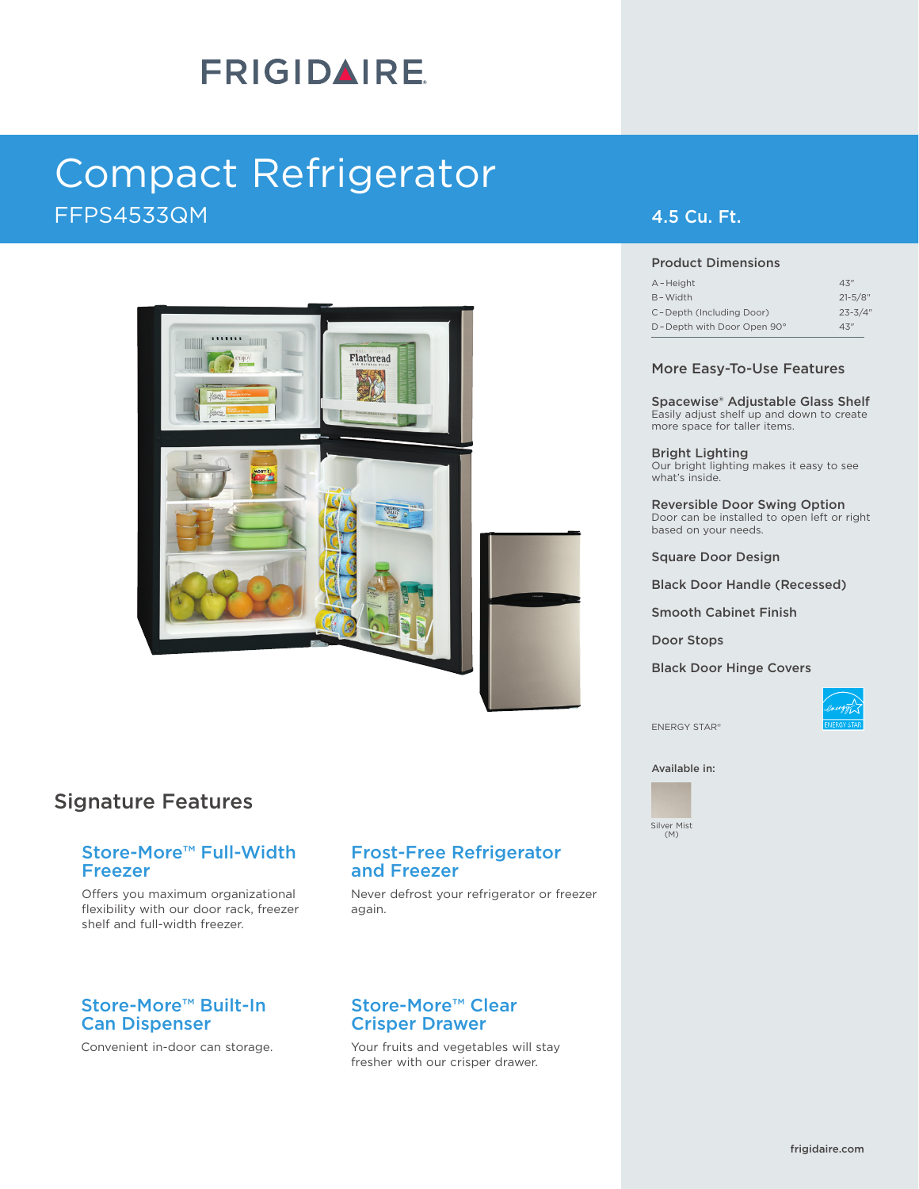# FRIGIDAIRE

## Compact Refrigerator

FFPS4533QM

4.5 Cu. Ft.

### Product Dimensions

| | |
|---|---|
| A – Height | 43" |
| B – Width | 21-5/8" |
| C – Depth (Including Door) | 23-3/4" |
| D – Depth with Door Open 90° | 43" |

### More Easy-To-Use Features

**Spacewise® Adjustable Glass Shelf**
Easily adjust shelf up and down to create more space for taller items.

**Bright Lighting**
Our bright lighting makes it easy to see what's inside.

**Reversible Door Swing Option**
Door can be installed to open left or right based on your needs.

**Square Door Design**

**Black Door Handle (Recessed)**

**Smooth Cabinet Finish**

**Door Stops**

**Black Door Hinge Covers**

ENERGY STAR®

Available in:

Silver Mist (M)

## Signature Features

### Store-More™ Full-Width Freezer

Offers you maximum organizational flexibility with our door rack, freezer shelf and full-width freezer.

### Frost-Free Refrigerator and Freezer

Never defrost your refrigerator or freezer again.

### Store-More™ Built-In Can Dispenser

Convenient in-door can storage.

### Store-More™ Clear Crisper Drawer

Your fruits and vegetables will stay fresher with our crisper drawer.

frigidaire.com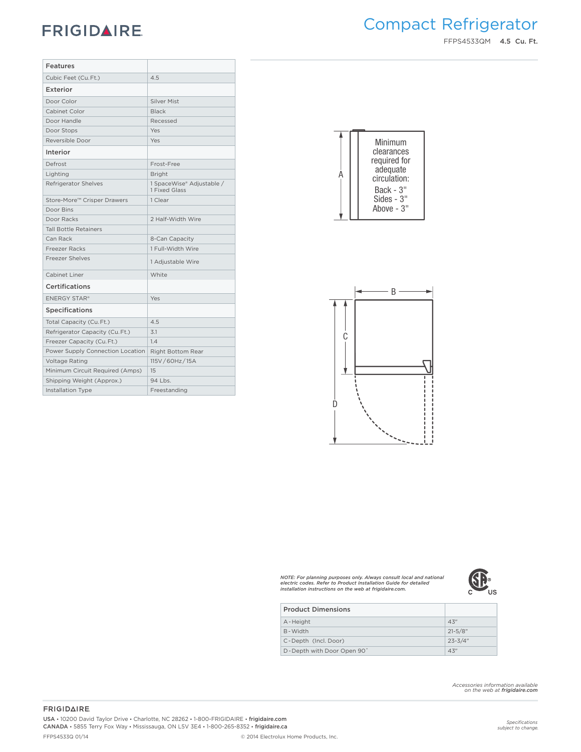FRIGIDAIRE

# Compact Refrigerator

FFPS4533QM **4.5 Cu. Ft.**

| Features | |
|---|---|
| Cubic Feet (Cu.Ft.) | 4.5 |
| **Exterior** | |
| Door Color | Silver Mist |
| Cabinet Color | Black |
| Door Handle | Recessed |
| Door Stops | Yes |
| Reversible Door | Yes |
| **Interior** | |
| Defrost | Frost-Free |
| Lighting | Bright |
| Refrigerator Shelves | 1 SpaceWise® Adjustable / 1 Fixed Glass |
| Store-More™ Crisper Drawers | 1 Clear |
| Door Bins | |
| Door Racks | 2 Half-Width Wire |
| Tall Bottle Retainers | |
| Can Rack | 8-Can Capacity |
| Freezer Racks | 1 Full-Width Wire |
| Freezer Shelves | 1 Adjustable Wire |
| Cabinet Liner | White |
| **Certifications** | |
| ENERGY STAR® | Yes |
| **Specifications** | |
| Total Capacity (Cu.Ft.) | 4.5 |
| Refrigerator Capacity (Cu.Ft.) | 3.1 |
| Freezer Capacity (Cu.Ft.) | 1.4 |
| Power Supply Connection Location | Right Bottom Rear |
| Voltage Rating | 115V/60Hz/15A |
| Minimum Circuit Required (Amps) | 15 |
| Shipping Weight (Approx.) | 94 Lbs. |
| Installation Type | Freestanding |

Minimum clearances required for adequate circulation:
Back - 3"
Sides - 3"
Above - 3"

A

B

C

D

*NOTE: For planning purposes only. Always consult local and national electric codes. Refer to Product Installation Guide for detailed installation instructions on the web at frigidaire.com.*

| Product Dimensions | |
|---|---|
| A - Height | 43" |
| B - Width | 21-5/8" |
| C - Depth (Incl. Door) | 23-3/4" |
| D - Depth with Door Open 90° | 43" |

*Accessories information available on the web at **frigidaire.com***

FRIGIDAIRE

USA • 10200 David Taylor Drive • Charlotte, NC 28262 • 1-800-FRIGIDAIRE • **frigidaire.com**
CANADA • 5855 Terry Fox Way • Mississauga, ON L5V 3E4 • 1-800-265-8352 • **frigidaire.ca**

*Specifications subject to change.*

FFPS4533Q 01/14

© 2014 Electrolux Home Products, Inc.